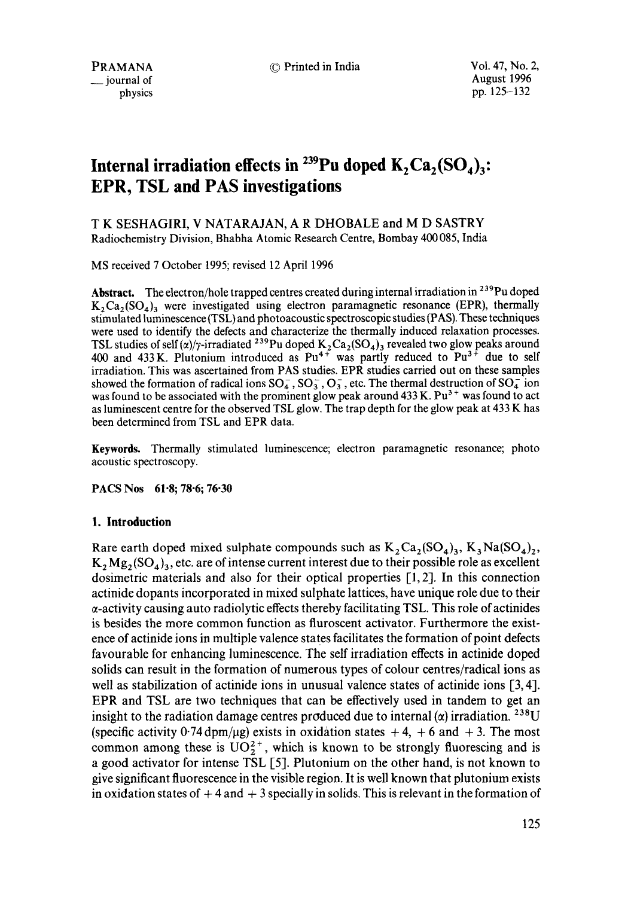# Internal irradiation effects in $^{239}Pu$ doped $K_2Ca_2(SO_4)_3$: EPR, TSL and PAS investigations

T K SESHAGIRI, V NATARAJAN, A R DHOBALE and M D SASTRY
Radiochemistry Division, Bhabha Atomic Research Centre, Bombay 400 085, India

MS received 7 October 1995; revised 12 April 1996

**Abstract.** The electron/hole trapped centres created during internal irradiation in $^{239}Pu$ doped $K_2Ca_2(SO_4)_3$ were investigated using electron paramagnetic resonance (EPR), thermally stimulated luminescence (TSL) and photoacoustic spectroscopic studies (PAS). These techniques were used to identify the defects and characterize the thermally induced relaxation processes. TSL studies of self ($\alpha$)/$\gamma$-irradiated $^{239}Pu$ doped $K_2Ca_2(SO_4)_3$ revealed two glow peaks around 400 and 433 K. Plutonium introduced as $Pu^{4+}$ was partly reduced to $Pu^{3+}$ due to self irradiation. This was ascertained from PAS studies. EPR studies carried out on these samples showed the formation of radical ions $SO_4^-$, $SO_3^-$, $O_3^-$, etc. The thermal destruction of $SO_4^-$ ion was found to be associated with the prominent glow peak around 433 K. $Pu^{3+}$ was found to act as luminescent centre for the observed TSL glow. The trap depth for the glow peak at 433 K has been determined from TSL and EPR data.

**Keywords.** Thermally stimulated luminescence; electron paramagnetic resonance; photo acoustic spectroscopy.

**PACS Nos** 61·8; 78·6; 76·30

## 1. Introduction

Rare earth doped mixed sulphate compounds such as $K_2Ca_2(SO_4)_3$, $K_3Na(SO_4)_2$, $K_2Mg_2(SO_4)_3$, etc. are of intense current interest due to their possible role as excellent dosimetric materials and also for their optical properties [1, 2]. In this connection actinide dopants incorporated in mixed sulphate lattices, have unique role due to their $\alpha$-activity causing auto radiolytic effects thereby facilitating TSL. This role of actinides is besides the more common function as fluroscent activator. Furthermore the existence of actinide ions in multiple valence states facilitates the formation of point defects favourable for enhancing luminescence. The self irradiation effects in actinide doped solids can result in the formation of numerous types of colour centres/radical ions as well as stabilization of actinide ions in unusual valence states of actinide ions [3, 4]. EPR and TSL are two techniques that can be effectively used in tandem to get an insight to the radiation damage centres produced due to internal ($\alpha$) irradiation. $^{238}U$ (specific activity 0·74 dpm/μg) exists in oxidation states + 4, + 6 and + 3. The most common among these is $UO_2^{2+}$, which is known to be strongly fluorescing and is a good activator for intense TSL [5]. Plutonium on the other hand, is not known to give significant fluorescence in the visible region. It is well known that plutonium exists in oxidation states of + 4 and + 3 specially in solids. This is relevant in the formation of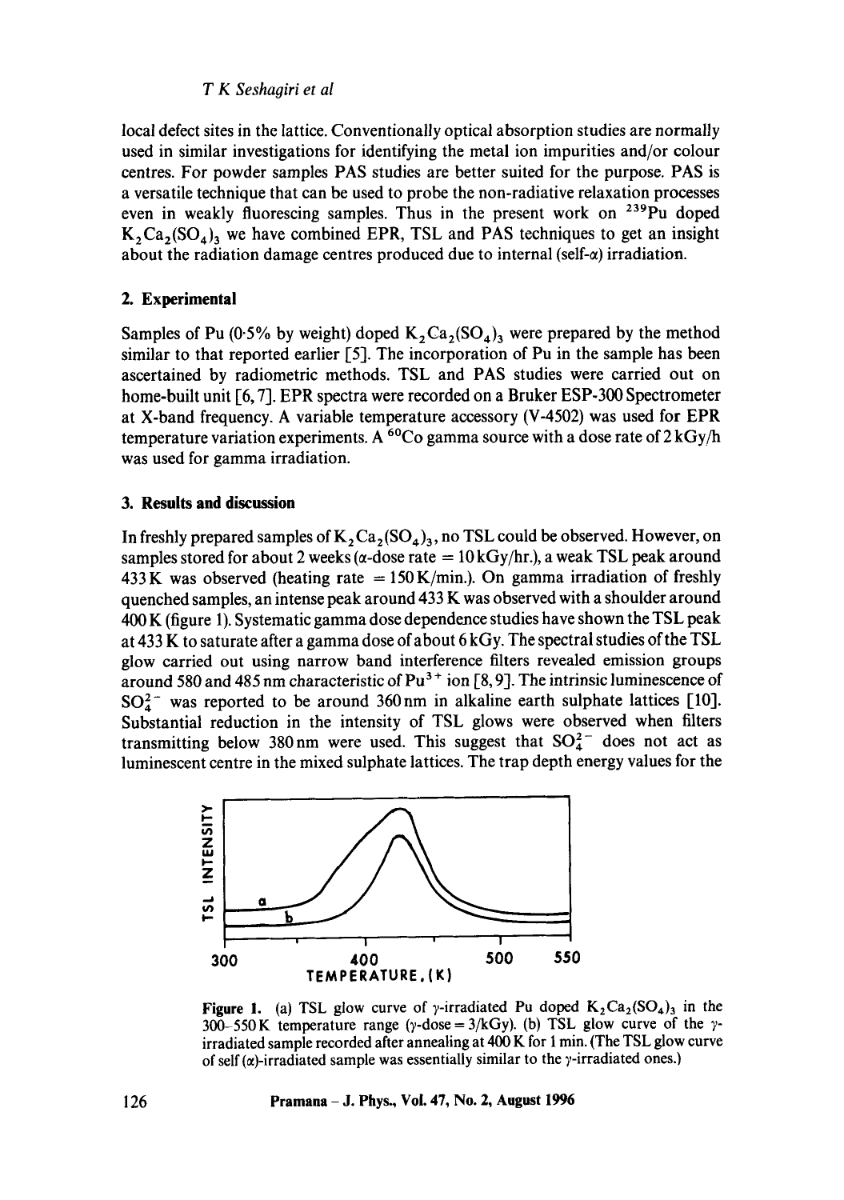local defect sites in the lattice. Conventionally optical absorption studies are normally used in similar investigations for identifying the metal ion impurities and/or colour centres. For powder samples PAS studies are better suited for the purpose. PAS is a versatile technique that can be used to probe the non-radiative relaxation processes even in weakly fluorescing samples. Thus in the present work on $^{239}Pu$ doped $K_2Ca_2(SO_4)_3$ we have combined EPR, TSL and PAS techniques to get an insight about the radiation damage centres produced due to internal (self-$\alpha$) irradiation.

## 2. Experimental

Samples of Pu (0·5% by weight) doped $K_2Ca_2(SO_4)_3$ were prepared by the method similar to that reported earlier [5]. The incorporation of Pu in the sample has been ascertained by radiometric methods. TSL and PAS studies were carried out on home-built unit [6, 7]. EPR spectra were recorded on a Bruker ESP-300 Spectrometer at X-band frequency. A variable temperature accessory (V-4502) was used for EPR temperature variation experiments. A $^{60}Co$ gamma source with a dose rate of 2 kGy/h was used for gamma irradiation.

## 3. Results and discussion

In freshly prepared samples of $K_2Ca_2(SO_4)_3$, no TSL could be observed. However, on samples stored for about 2 weeks ($\alpha$-dose rate = 10 kGy/hr.), a weak TSL peak around 433 K was observed (heating rate = 150 K/min.). On gamma irradiation of freshly quenched samples, an intense peak around 433 K was observed with a shoulder around 400 K (figure 1). Systematic gamma dose dependence studies have shown the TSL peak at 433 K to saturate after a gamma dose of about 6 kGy. The spectral studies of the TSL glow carried out using narrow band interference filters revealed emission groups around 580 and 485 nm characteristic of $Pu^{3+}$ ion [8, 9]. The intrinsic luminescence of $SO_4^{2-}$ was reported to be around 360 nm in alkaline earth sulphate lattices [10]. Substantial reduction in the intensity of TSL glows were observed when filters transmitting below 380 nm were used. This suggest that $SO_4^{2-}$ does not act as luminescent centre in the mixed sulphate lattices. The trap depth energy values for the

**Figure 1.** (a) TSL glow curve of $\gamma$-irradiated Pu doped $K_2Ca_2(SO_4)_3$ in the 300–550 K temperature range ($\gamma$-dose = 3/kGy). (b) TSL glow curve of the $\gamma$-irradiated sample recorded after annealing at 400 K for 1 min. (The TSL glow curve of self ($\alpha$)-irradiated sample was essentially similar to the $\gamma$-irradiated ones.)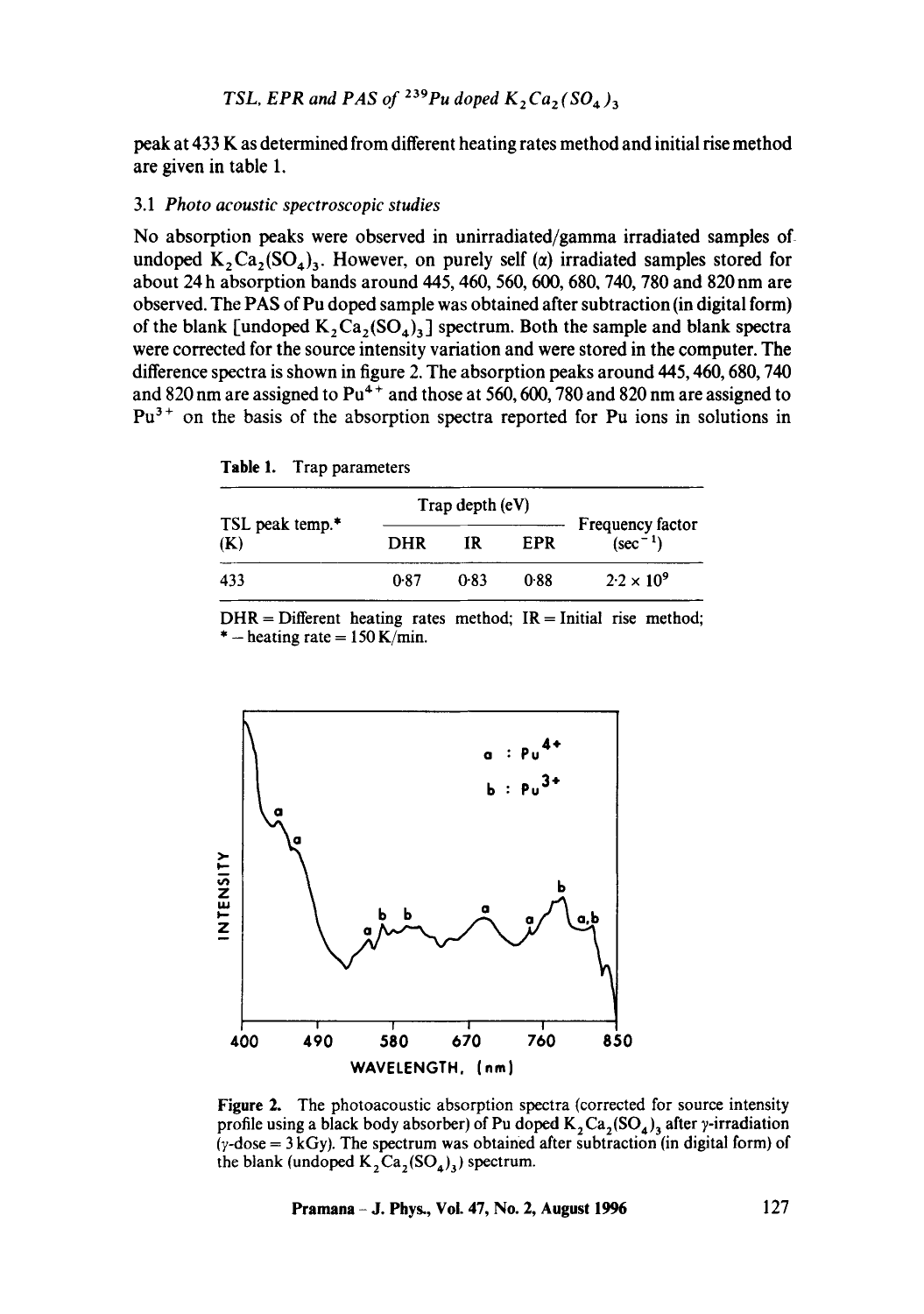peak at 433 K as determined from different heating rates method and initial rise method are given in table 1.

### 3.1 *Photo acoustic spectroscopic studies*

No absorption peaks were observed in unirradiated/gamma irradiated samples of undoped $K_2Ca_2(SO_4)_3$. However, on purely self ($\alpha$) irradiated samples stored for about 24 h absorption bands around 445, 460, 560, 600, 680, 740, 780 and 820 nm are observed. The PAS of Pu doped sample was obtained after subtraction (in digital form) of the blank [undoped $K_2Ca_2(SO_4)_3$] spectrum. Both the sample and blank spectra were corrected for the source intensity variation and were stored in the computer. The difference spectra is shown in figure 2. The absorption peaks around 445, 460, 680, 740 and 820 nm are assigned to $Pu^{4+}$ and those at 560, 600, 780 and 820 nm are assigned to $Pu^{3+}$ on the basis of the absorption spectra reported for Pu ions in solutions in

**Table 1.** Trap parameters

| TSL peak temp.* (K) | Trap depth (eV) | | | Frequency factor ($sec^{-1}$) |
|---|---|---|---|---|
| | DHR | IR | EPR | |
| 433 | 0·87 | 0·83 | 0·88 | $2{\cdot}2 \times 10^9$ |

DHR = Different heating rates method; IR = Initial rise method; * – heating rate = 150 K/min.

**Figure 2.** The photoacoustic absorption spectra (corrected for source intensity profile using a black body absorber) of Pu doped $K_2Ca_2(SO_4)_3$ after $\gamma$-irradiation ($\gamma$-dose = 3 kGy). The spectrum was obtained after subtraction (in digital form) of the blank (undoped $K_2Ca_2(SO_4)_3$) spectrum.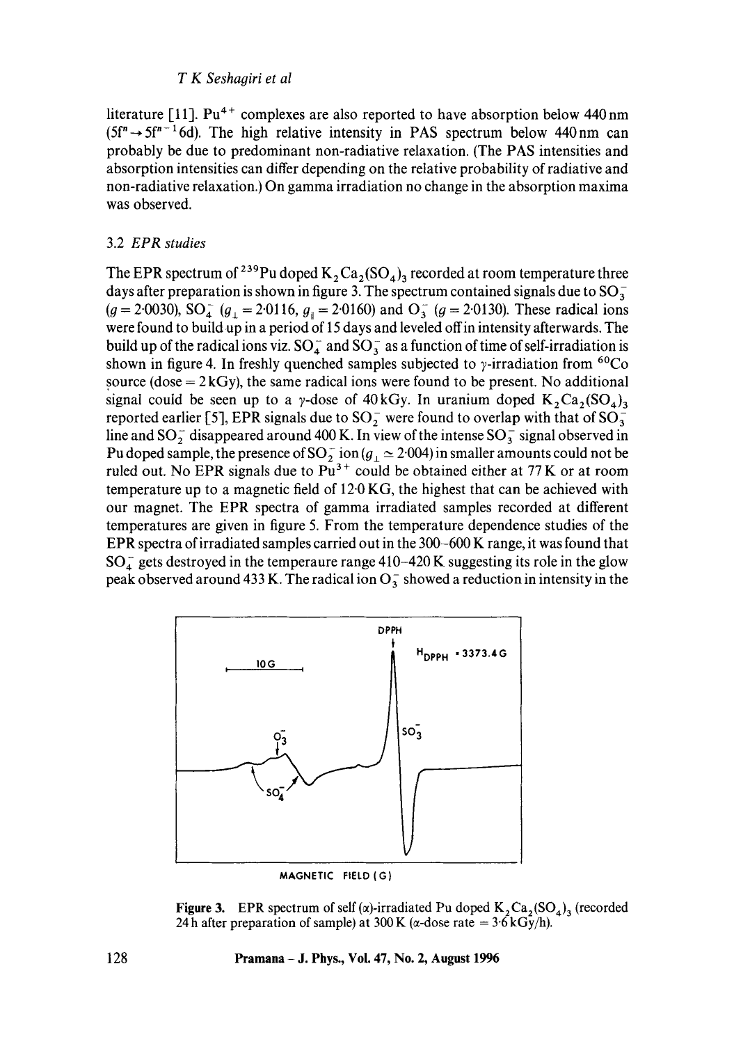literature [11]. $Pu^{4+}$ complexes are also reported to have absorption below 440 nm ($5f^n \rightarrow 5f^{n-1}6d$). The high relative intensity in PAS spectrum below 440 nm can probably be due to predominant non-radiative relaxation. (The PAS intensities and absorption intensities can differ depending on the relative probability of radiative and non-radiative relaxation.) On gamma irradiation no change in the absorption maxima was observed.

### 3.2 *EPR studies*

The EPR spectrum of $^{239}Pu$ doped $K_2Ca_2(SO_4)_3$ recorded at room temperature three days after preparation is shown in figure 3. The spectrum contained signals due to $SO_3^-$ ($g = 2{\cdot}0030$), $SO_4^-$ ($g_\perp = 2{\cdot}0116$, $g_\parallel = 2{\cdot}0160$) and $O_3^-$ ($g = 2{\cdot}0130$). These radical ions were found to build up in a period of 15 days and leveled off in intensity afterwards. The build up of the radical ions viz. $SO_4^-$ and $SO_3^-$ as a function of time of self-irradiation is shown in figure 4. In freshly quenched samples subjected to $\gamma$-irradiation from $^{60}Co$ source (dose = 2 kGy), the same radical ions were found to be present. No additional signal could be seen up to a $\gamma$-dose of 40 kGy. In uranium doped $K_2Ca_2(SO_4)_3$ reported earlier [5], EPR signals due to $SO_2^-$ were found to overlap with that of $SO_3^-$ line and $SO_2^-$ disappeared around 400 K. In view of the intense $SO_3^-$ signal observed in Pu doped sample, the presence of $SO_2^-$ ion ($g_\perp \simeq 2{\cdot}004$) in smaller amounts could not be ruled out. No EPR signals due to $Pu^{3+}$ could be obtained either at 77 K or at room temperature up to a magnetic field of 12·0 KG, the highest that can be achieved with our magnet. The EPR spectra of gamma irradiated samples recorded at different temperatures are given in figure 5. From the temperature dependence studies of the EPR spectra of irradiated samples carried out in the 300–600 K range, it was found that $SO_4^-$ gets destroyed in the temperaure range 410–420 K suggesting its role in the glow peak observed around 433 K. The radical ion $O_3^-$ showed a reduction in intensity in the

**Figure 3.** EPR spectrum of self ($\alpha$)-irradiated Pu doped $K_2Ca_2(SO_4)_3$ (recorded 24 h after preparation of sample) at 300 K ($\alpha$-dose rate = 3·6 kGy/h).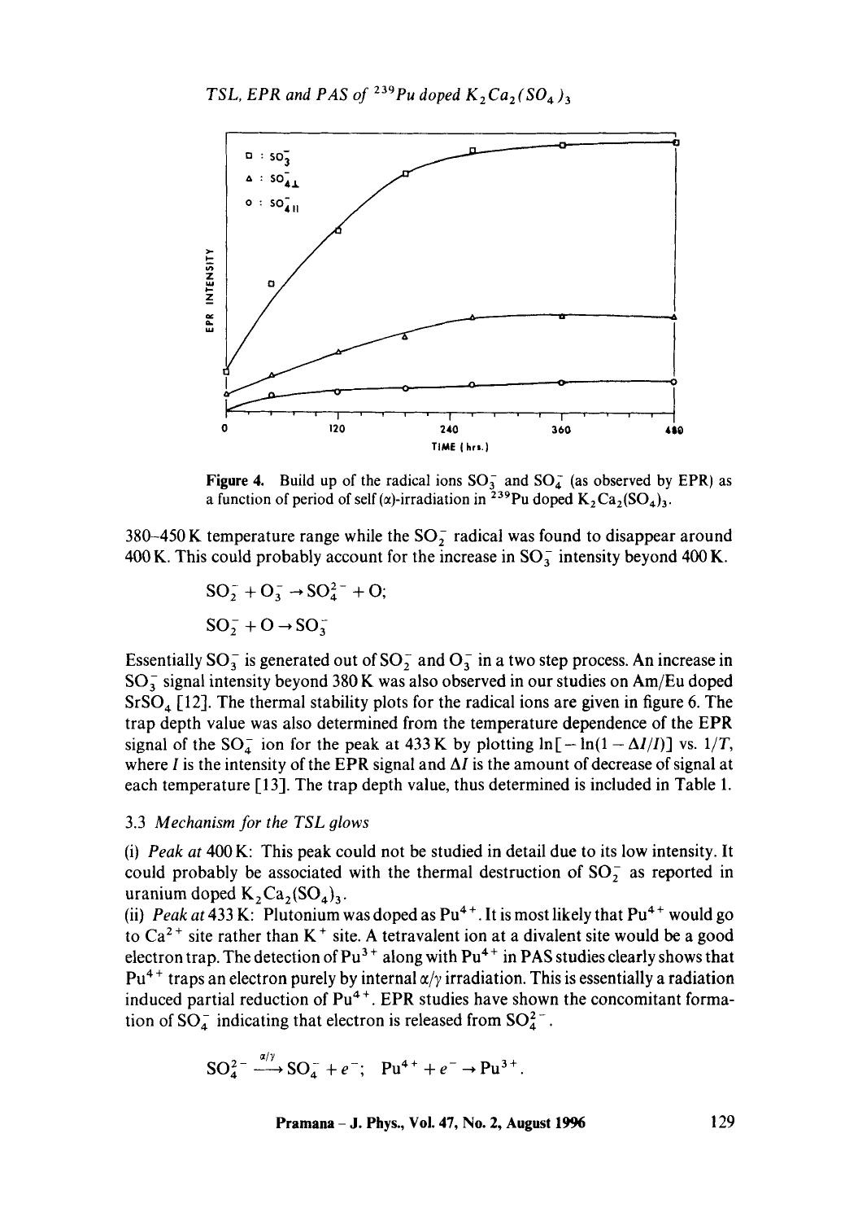Figure 4. Build up of the radical ions $SO_3^-$ and $SO_4^-$ (as observed by EPR) as a function of period of self ($\alpha$)-irradiation in $^{239}Pu$ doped $K_2Ca_2(SO_4)_3$.

380–450 K temperature range while the $SO_2^-$ radical was found to disappear around 400 K. This could probably account for the increase in $SO_3^-$ intensity beyond 400 K.

$$SO_2^- + O_3^- \rightarrow SO_4^{2-} + O;$$

$$SO_2^- + O \rightarrow SO_3^-$$

Essentially $SO_3^-$ is generated out of $SO_2^-$ and $O_3^-$ in a two step process. An increase in $SO_3^-$ signal intensity beyond 380 K was also observed in our studies on Am/Eu doped $SrSO_4$ [12]. The thermal stability plots for the radical ions are given in figure 6. The trap depth value was also determined from the temperature dependence of the EPR signal of the $SO_4^-$ ion for the peak at 433 K by plotting $\ln[-\ln(1-\Delta I/I)]$ vs. $1/T$, where $I$ is the intensity of the EPR signal and $\Delta I$ is the amount of decrease of signal at each temperature [13]. The trap depth value, thus determined is included in Table 1.

### 3.3 *Mechanism for the TSL glows*

(i) *Peak at* 400 K: This peak could not be studied in detail due to its low intensity. It could probably be associated with the thermal destruction of $SO_2^-$ as reported in uranium doped $K_2Ca_2(SO_4)_3$.

(ii) *Peak at* 433 K: Plutonium was doped as $Pu^{4+}$. It is most likely that $Pu^{4+}$ would go to $Ca^{2+}$ site rather than $K^+$ site. A tetravalent ion at a divalent site would be a good electron trap. The detection of $Pu^{3+}$ along with $Pu^{4+}$ in PAS studies clearly shows that $Pu^{4+}$ traps an electron purely by internal $\alpha/\gamma$ irradiation. This is essentially a radiation induced partial reduction of $Pu^{4+}$. EPR studies have shown the concomitant formation of $SO_4^-$ indicating that electron is released from $SO_4^{2-}$.

$$SO_4^{2-} \xrightarrow{\alpha/\gamma} SO_4^- + e^-; \quad Pu^{4+} + e^- \rightarrow Pu^{3+}.$$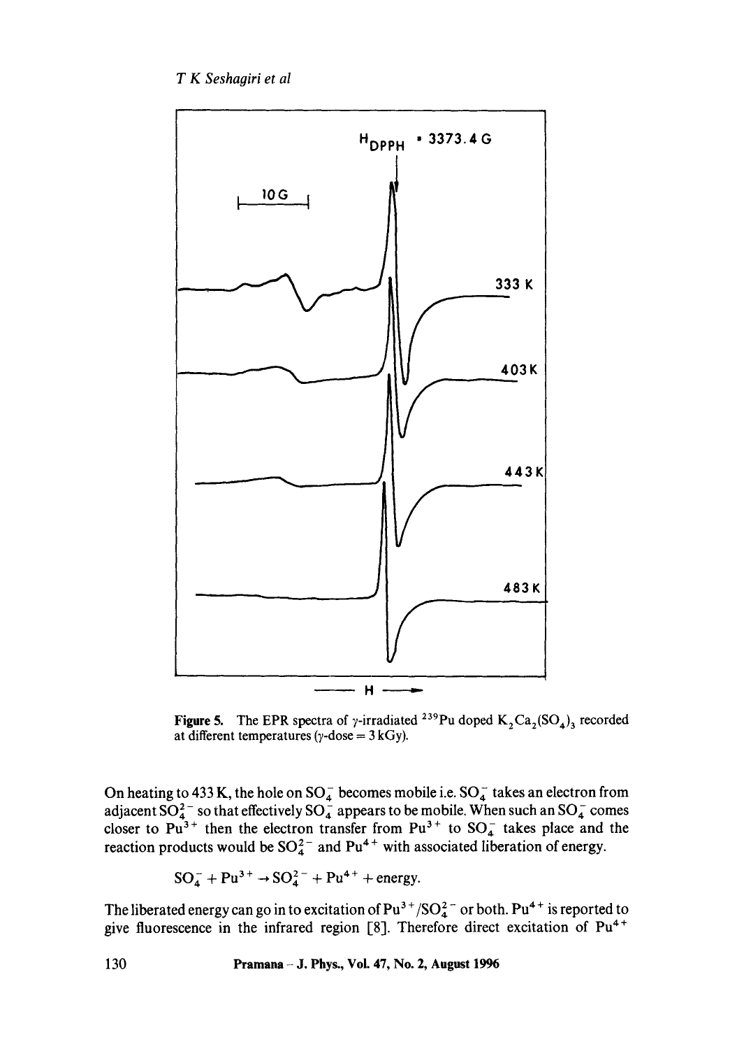Figure 5. The EPR spectra of γ-irradiated $^{239}Pu$ doped $K_2Ca_2(SO_4)_3$ recorded at different temperatures (γ-dose = 3 kGy).

On heating to 433 K, the hole on $SO_4^-$ becomes mobile i.e. $SO_4^-$ takes an electron from adjacent $SO_4^{2-}$ so that effectively $SO_4^-$ appears to be mobile. When such an $SO_4^-$ comes closer to $Pu^{3+}$ then the electron transfer from $Pu^{3+}$ to $SO_4^-$ takes place and the reaction products would be $SO_4^{2-}$ and $Pu^{4+}$ with associated liberation of energy.

$$SO_4^- + Pu^{3+} \rightarrow SO_4^{2-} + Pu^{4+} + \text{energy}.$$

The liberated energy can go in to excitation of $Pu^{3+}/SO_4^{2-}$ or both. $Pu^{4+}$ is reported to give fluorescence in the infrared region [8]. Therefore direct excitation of $Pu^{4+}$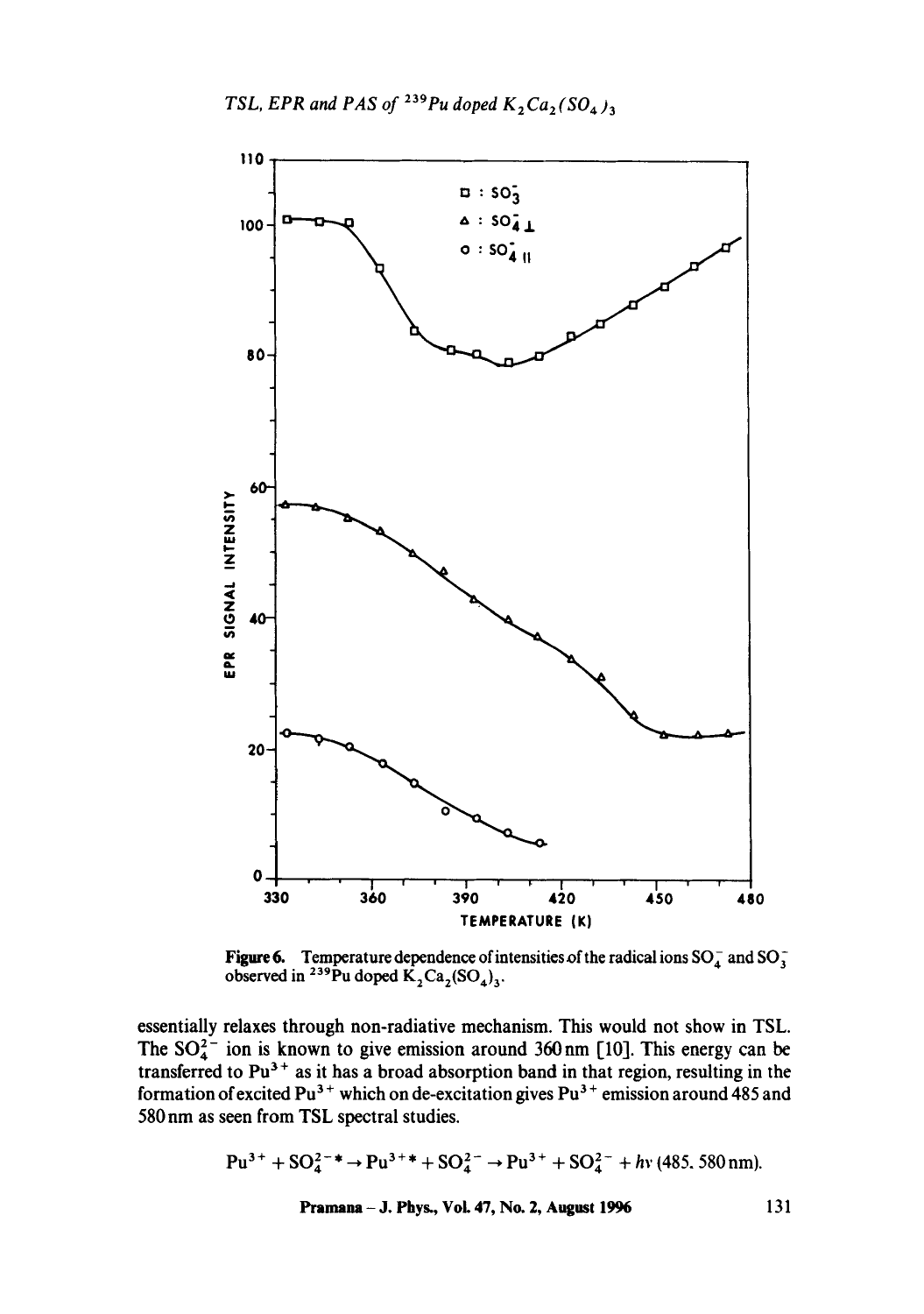Figure 6. Temperature dependence of intensities of the radical ions $SO_4^-$ and $SO_3^-$ observed in $^{239}$Pu doped $K_2Ca_2(SO_4)_3$.

essentially relaxes through non-radiative mechanism. This would not show in TSL. The $SO_4^{2-}$ ion is known to give emission around 360 nm [10]. This energy can be transferred to $Pu^{3+}$ as it has a broad absorption band in that region, resulting in the formation of excited $Pu^{3+}$ which on de-excitation gives $Pu^{3+}$ emission around 485 and 580 nm as seen from TSL spectral studies.

$$Pu^{3+} + SO_4^{2-*} \rightarrow Pu^{3+*} + SO_4^{2-} \rightarrow Pu^{3+} + SO_4^{2-} + h\nu \text{ (485, 580 nm)}.$$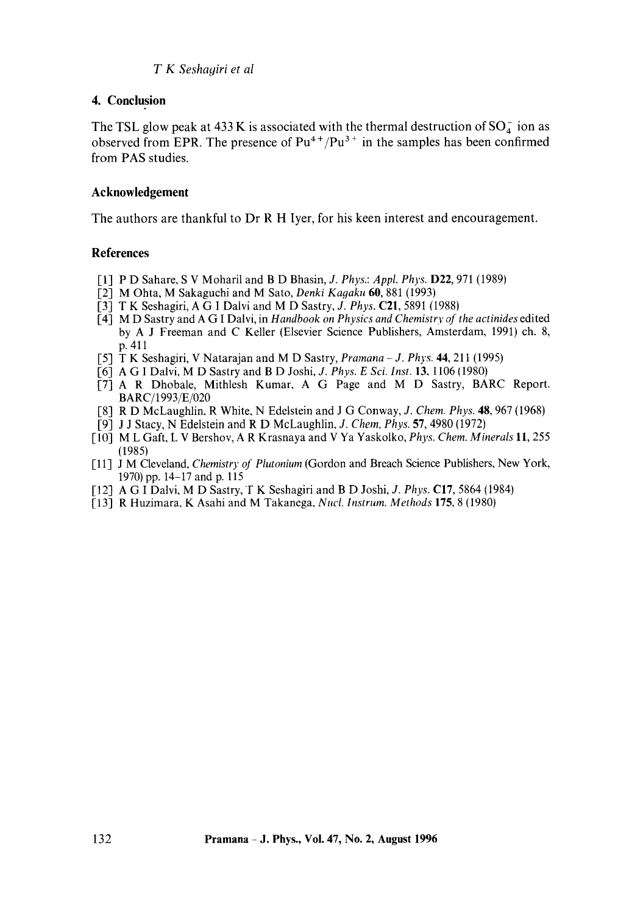## 4. Conclusion

The TSL glow peak at 433 K is associated with the thermal destruction of $SO_4^-$ ion as observed from EPR. The presence of $Pu^{4+}/Pu^{3+}$ in the samples has been confirmed from PAS studies.

### Acknowledgement

The authors are thankful to Dr R H Iyer, for his keen interest and encouragement.

### References

[1] P D Sahare, S V Moharil and B D Bhasin, *J. Phys.: Appl. Phys.* **D22**, 971 (1989)

[2] M Ohta, M Sakaguchi and M Sato, *Denki Kagaku* **60**, 881 (1993)

[3] T K Seshagiri, A G I Dalvi and M D Sastry, *J. Phys.* **C21**, 5891 (1988)

[4] M D Sastry and A G I Dalvi, in *Handbook on Physics and Chemistry of the actinides* edited by A J Freeman and C Keller (Elsevier Science Publishers, Amsterdam, 1991) ch. 8, p. 411

[5] T K Seshagiri, V Natarajan and M D Sastry, *Pramana – J. Phys.* **44**, 211 (1995)

[6] A G I Dalvi, M D Sastry and B D Joshi, *J. Phys. E Sci. Inst.* **13**, 1106 (1980)

[7] A R Dhobale, Mithlesh Kumar, A G Page and M D Sastry, BARC Report. BARC/1993/E/020

[8] R D McLaughlin, R White, N Edelstein and J G Conway, *J. Chem. Phys.* **48**, 967 (1968)

[9] J J Stacy, N Edelstein and R D McLaughlin, *J. Chem, Phys.* **57**, 4980 (1972)

[10] M L Gaft, L V Bershov, A R Krasnaya and V Ya Yaskolko, *Phys. Chem. Minerals* **11**, 255 (1985)

[11] J M Cleveland, *Chemistry of Plutonium* (Gordon and Breach Science Publishers, New York, 1970) pp. 14–17 and p. 115

[12] A G I Dalvi, M D Sastry, T K Seshagiri and B D Joshi, *J. Phys.* **C17**, 5864 (1984)

[13] R Huzimara, K Asahi and M Takanega, *Nucl. Instrum. Methods* **175**, 8 (1980)